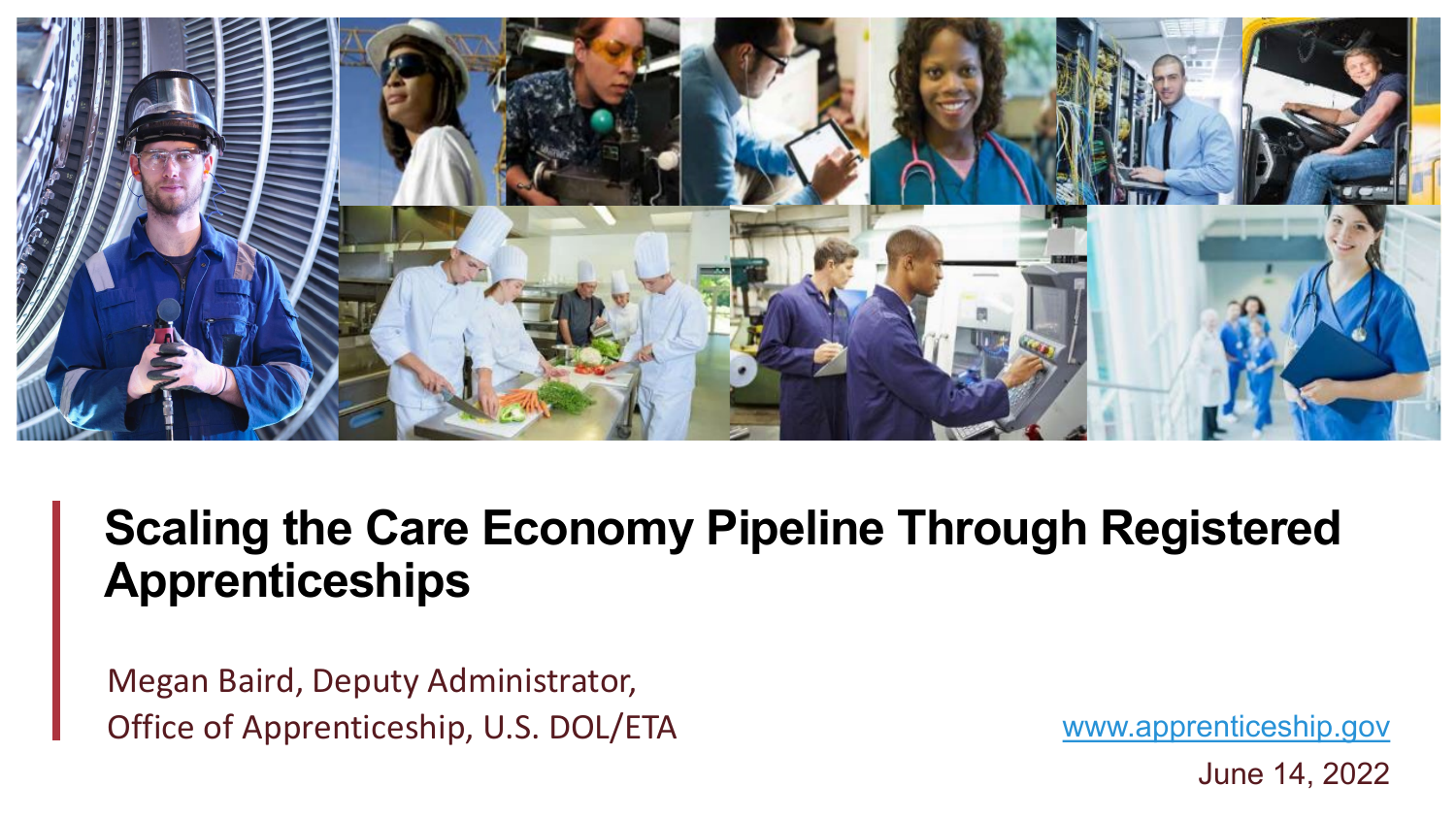# Scaling the Care Economy Pipeline Through Registered Apprenticeships

Megan Baird, Deputy Administrator,
Office of Apprenticeship, U.S. DOL/ETA

www.apprenticeship.gov

June 14, 2022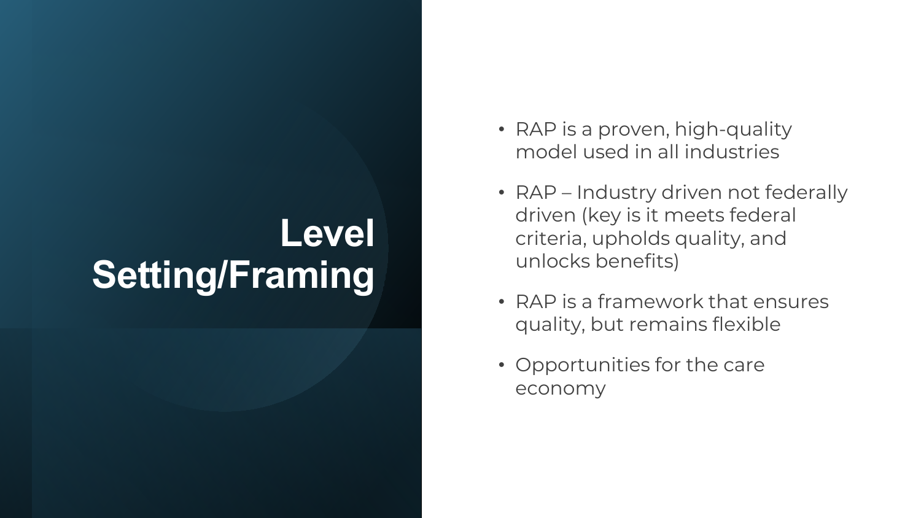# Level Setting/Framing

- RAP is a proven, high-quality model used in all industries
- RAP – Industry driven not federally driven (key is it meets federal criteria, upholds quality, and unlocks benefits)
- RAP is a framework that ensures quality, but remains flexible
- Opportunities for the care economy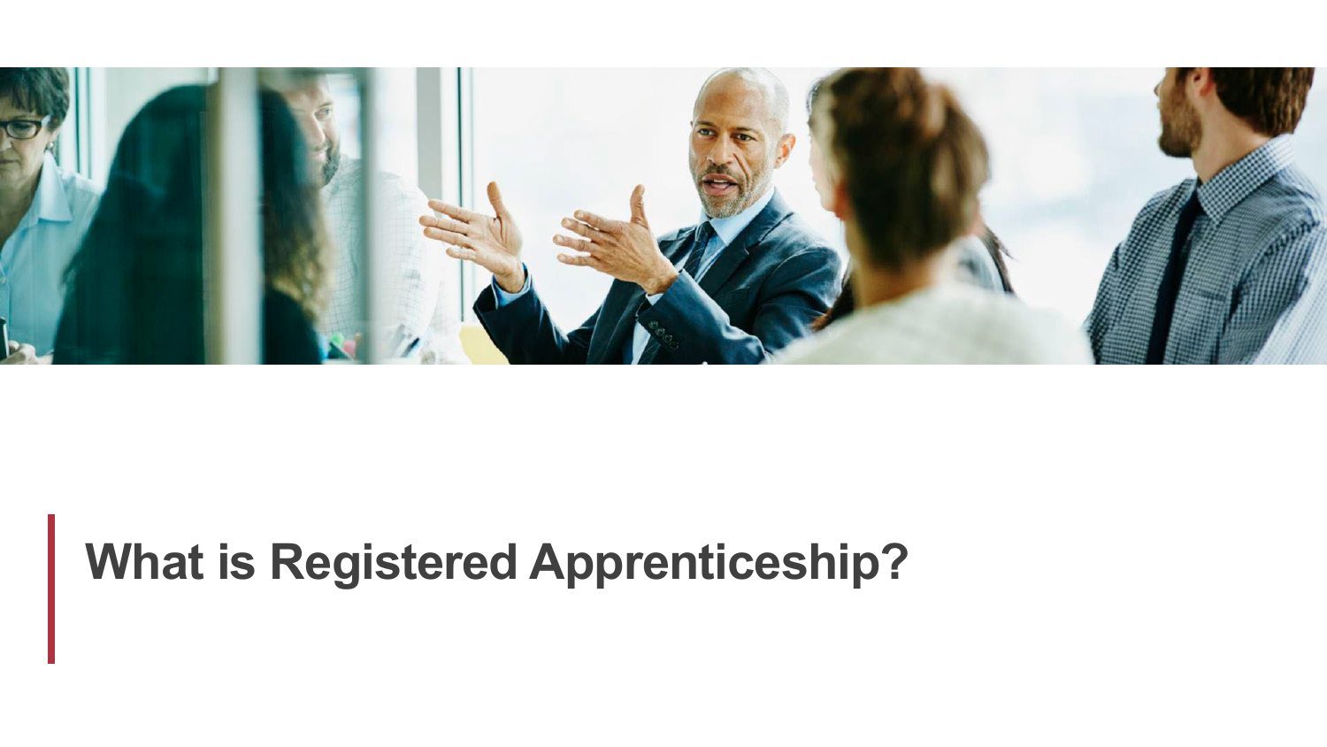# What is Registered Apprenticeship?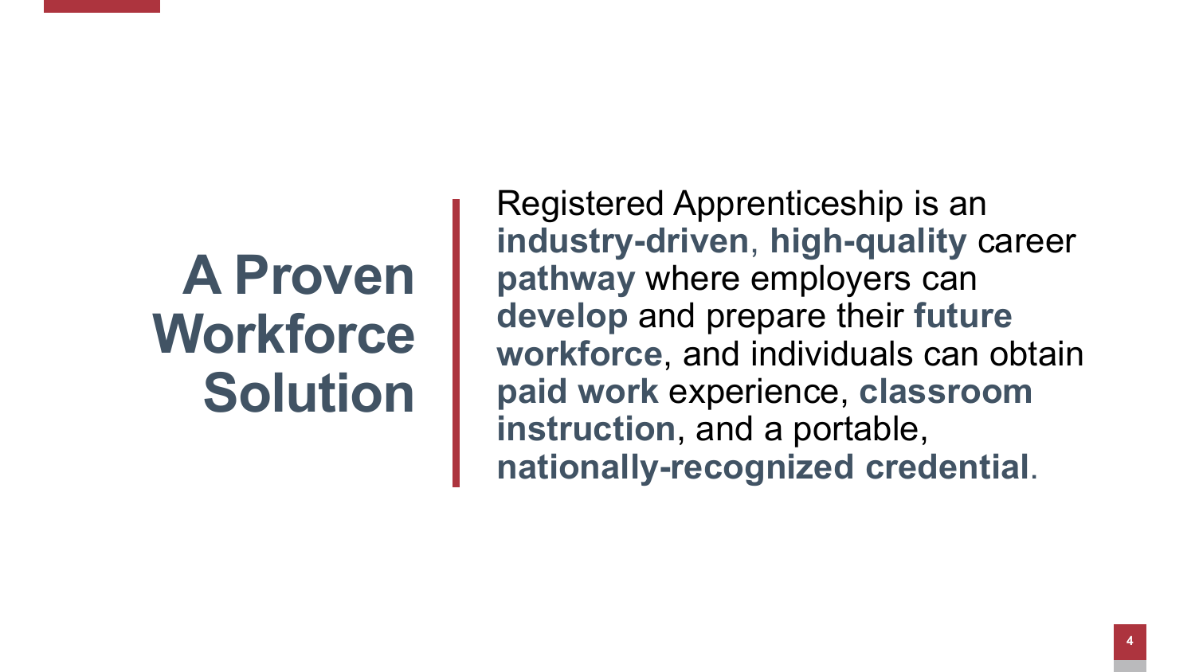# A Proven Workforce Solution

Registered Apprenticeship is an **industry-driven**, **high-quality** career **pathway** where employers can **develop** and prepare their **future workforce**, and individuals can obtain **paid work** experience, **classroom instruction**, and a portable, **nationally-recognized credential**.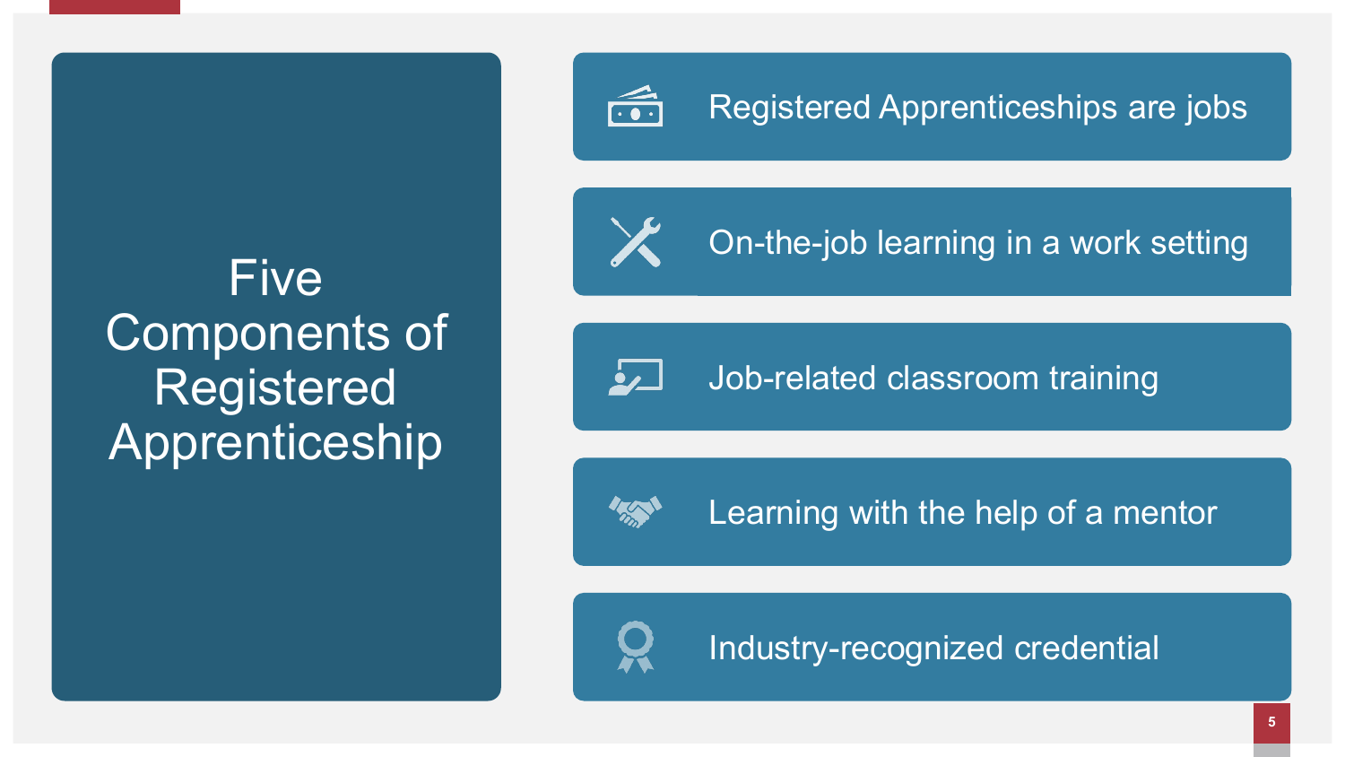# Five Components of Registered Apprenticeship

- Registered Apprenticeships are jobs
- On-the-job learning in a work setting
- Job-related classroom training
- Learning with the help of a mentor
- Industry-recognized credential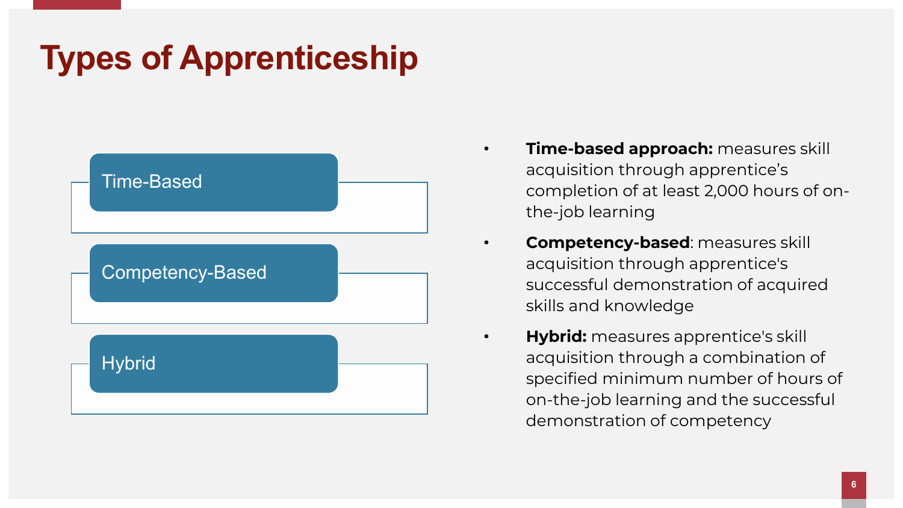# Types of Apprenticeship

Time-Based

Competency-Based

Hybrid

- **Time-based approach:** measures skill acquisition through apprentice’s completion of at least 2,000 hours of on-the-job learning
- **Competency-based**: measures skill acquisition through apprentice's successful demonstration of acquired skills and knowledge
- **Hybrid:** measures apprentice's skill acquisition through a combination of specified minimum number of hours of on-the-job learning and the successful demonstration of competency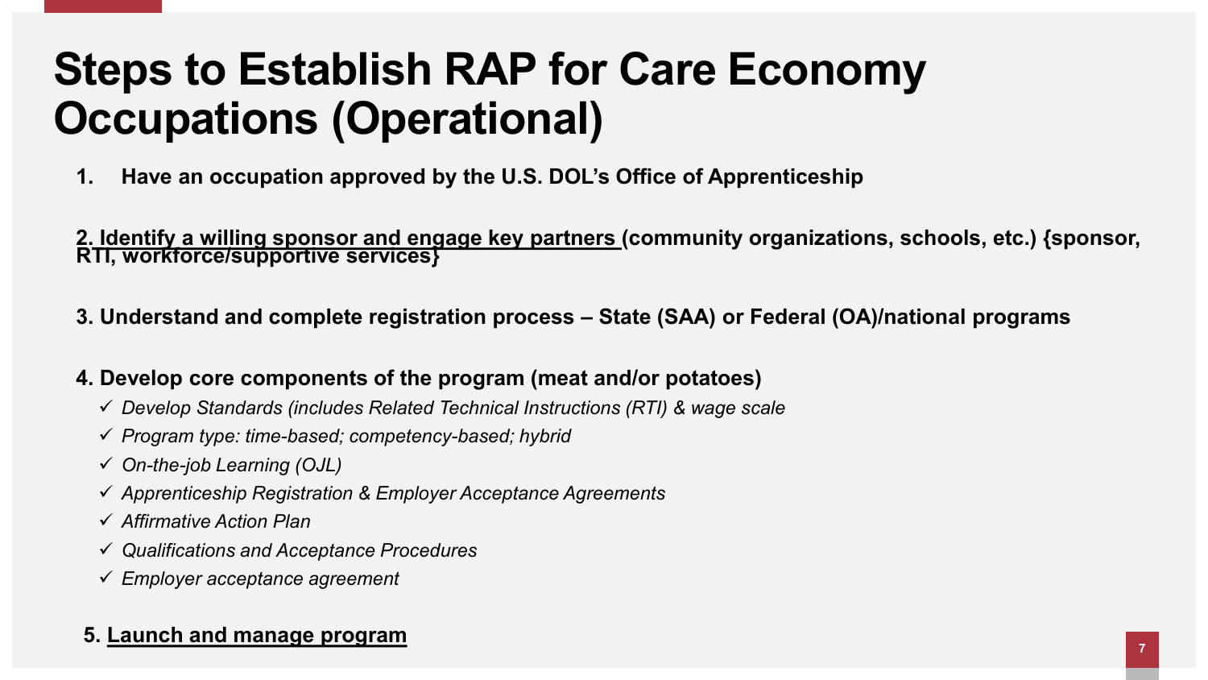# Steps to Establish RAP for Care Economy Occupations (Operational)

1. **Have an occupation approved by the U.S. DOL's Office of Apprenticeship**

**2. <u>Identify a willing sponsor and engage key partners</u> (community organizations, schools, etc.) {sponsor, RTI, workforce/supportive services}**

**3. Understand and complete registration process – State (SAA) or Federal (OA)/national programs**

**4. Develop core components of the program (meat and/or potatoes)**

- ✓ *Develop Standards (includes Related Technical Instructions (RTI) & wage scale*
- ✓ *Program type: time-based; competency-based; hybrid*
- ✓ *On-the-job Learning (OJL)*
- ✓ *Apprenticeship Registration & Employer Acceptance Agreements*
- ✓ *Affirmative Action Plan*
- ✓ *Qualifications and Acceptance Procedures*
- ✓ *Employer acceptance agreement*

**5. <u>Launch and manage program</u>**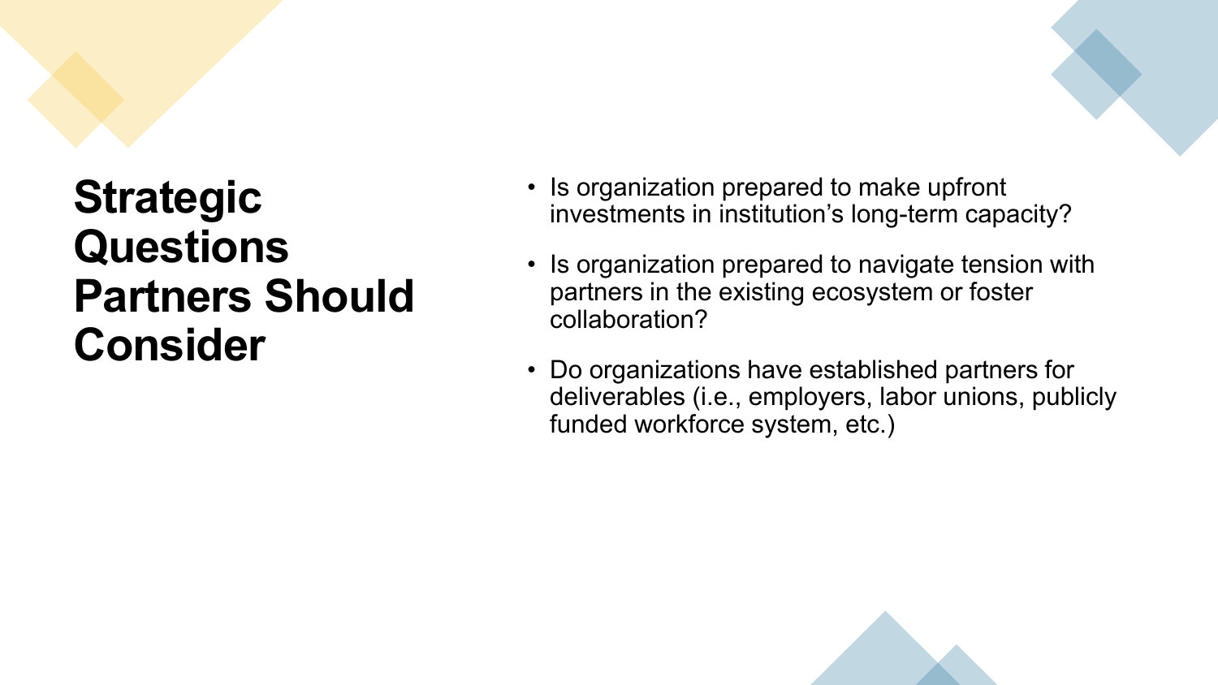# Strategic Questions Partners Should Consider

- Is organization prepared to make upfront investments in institution's long-term capacity?
- Is organization prepared to navigate tension with partners in the existing ecosystem or foster collaboration?
- Do organizations have established partners for deliverables (i.e., employers, labor unions, publicly funded workforce system, etc.)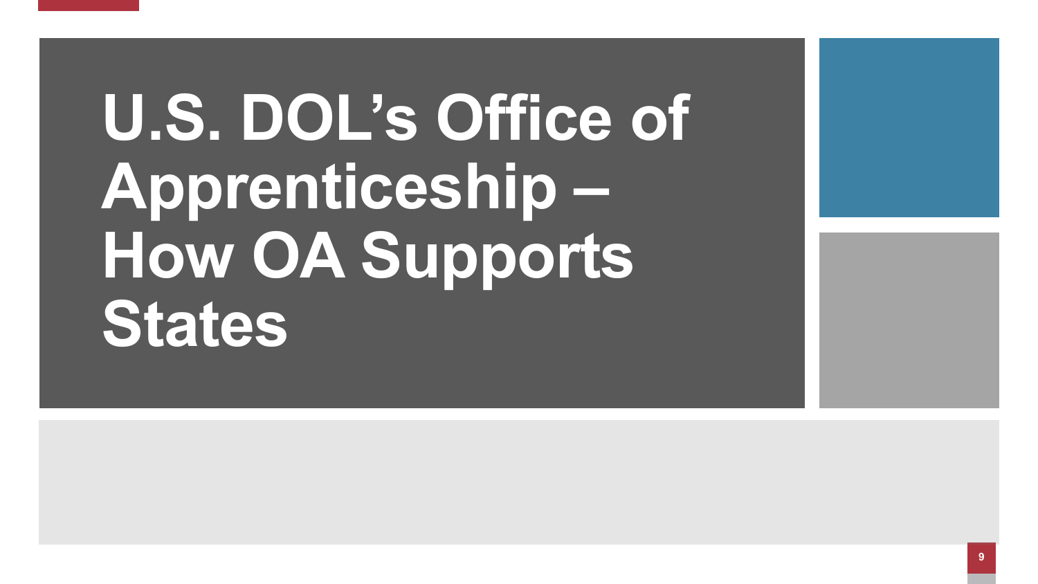# U.S. DOL's Office of Apprenticeship – How OA Supports States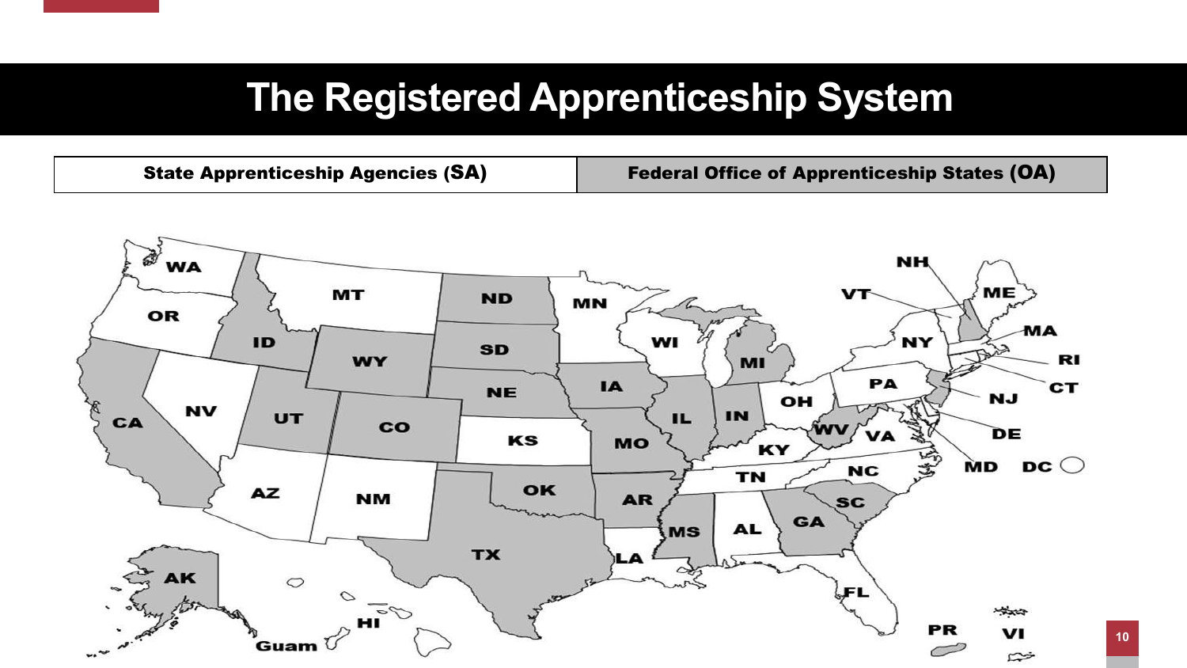# The Registered Apprenticeship System

| State Apprenticeship Agencies (SA) | Federal Office of Apprenticeship States (OA) |
| --- | --- |

WA
OR
CA
NV
ID
MT
WY
UT
CO
AZ
NM
ND
SD
NE
KS
OK
TX
MN
IA
MO
AR
LA
WI
IL
MS
MI
IN
KY
TN
AL
OH
GA
FL
SC
NC
WV
VA
PA
NY
VT
NH
ME
MA
RI
CT
NJ
DE
MD
DC
AK
HI
Guam
PR
VI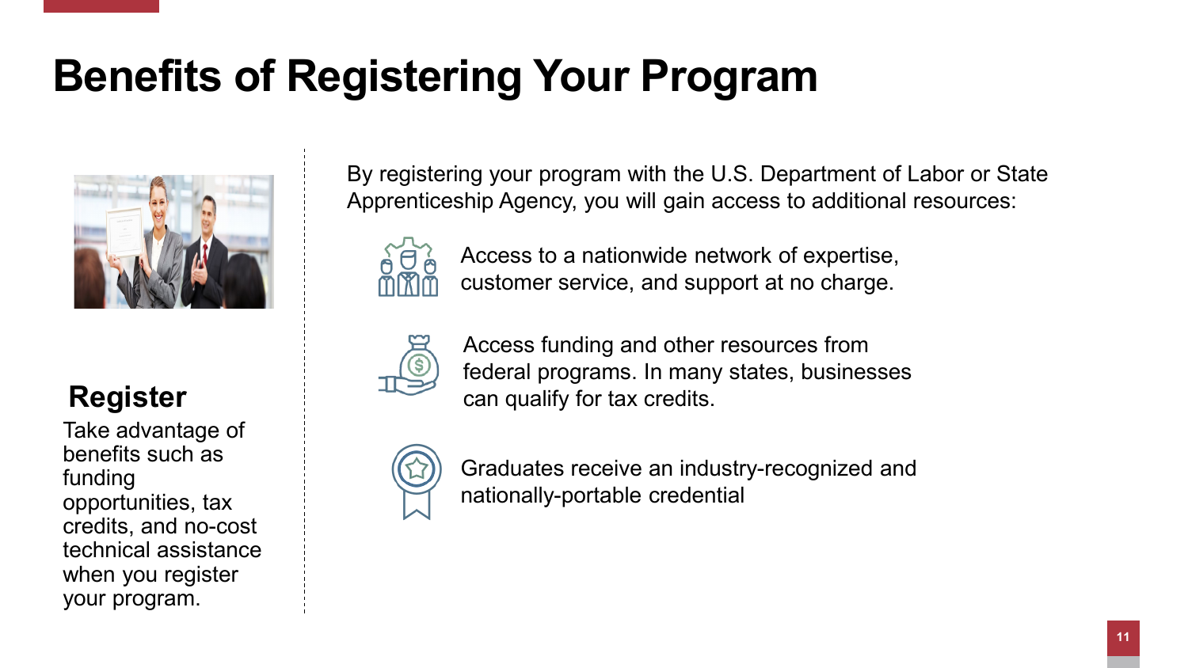# Benefits of Registering Your Program

## Register

Take advantage of benefits such as funding opportunities, tax credits, and no-cost technical assistance when you register your program.

By registering your program with the U.S. Department of Labor or State Apprenticeship Agency, you will gain access to additional resources:

- Access to a nationwide network of expertise, customer service, and support at no charge.
- Access funding and other resources from federal programs. In many states, businesses can qualify for tax credits.
- Graduates receive an industry-recognized and nationally-portable credential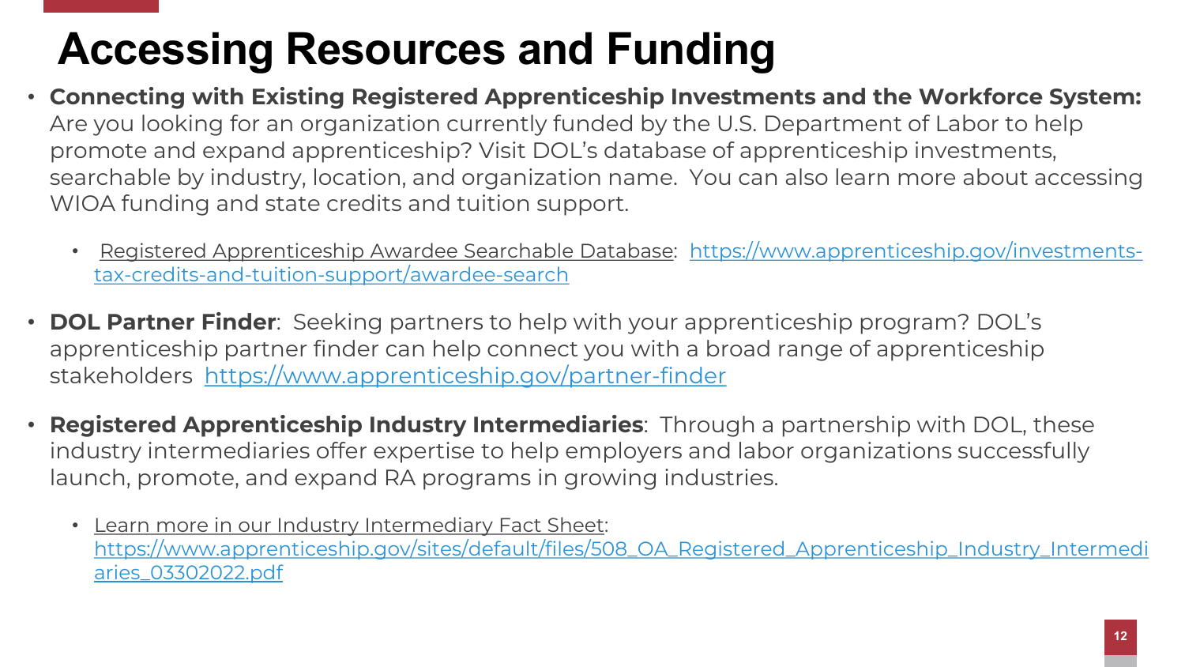# Accessing Resources and Funding

- **Connecting with Existing Registered Apprenticeship Investments and the Workforce System:** Are you looking for an organization currently funded by the U.S. Department of Labor to help promote and expand apprenticeship? Visit DOL's database of apprenticeship investments, searchable by industry, location, and organization name. You can also learn more about accessing WIOA funding and state credits and tuition support.
  - Registered Apprenticeship Awardee Searchable Database: https://www.apprenticeship.gov/investments-tax-credits-and-tuition-support/awardee-search
- **DOL Partner Finder**: Seeking partners to help with your apprenticeship program? DOL's apprenticeship partner finder can help connect you with a broad range of apprenticeship stakeholders https://www.apprenticeship.gov/partner-finder
- **Registered Apprenticeship Industry Intermediaries**: Through a partnership with DOL, these industry intermediaries offer expertise to help employers and labor organizations successfully launch, promote, and expand RA programs in growing industries.
  - Learn more in our Industry Intermediary Fact Sheet: https://www.apprenticeship.gov/sites/default/files/508_OA_Registered_Apprenticeship_Industry_Intermediaries_03302022.pdf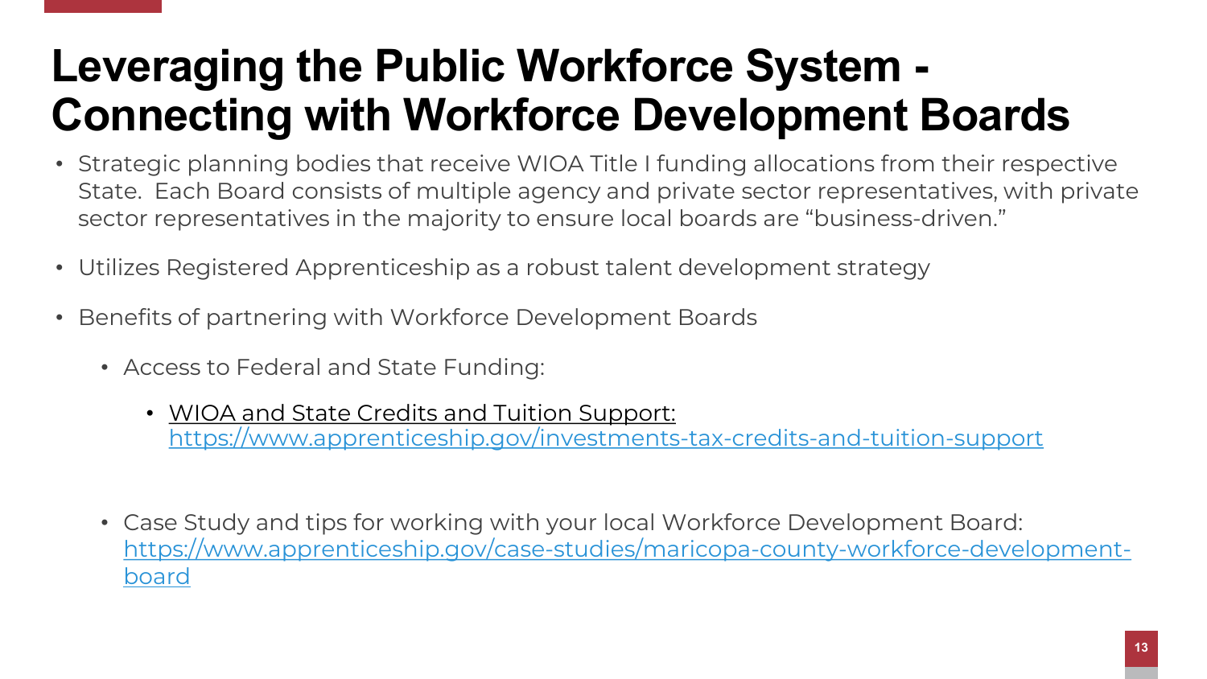# Leveraging the Public Workforce System - Connecting with Workforce Development Boards

- Strategic planning bodies that receive WIOA Title I funding allocations from their respective State. Each Board consists of multiple agency and private sector representatives, with private sector representatives in the majority to ensure local boards are "business-driven."
- Utilizes Registered Apprenticeship as a robust talent development strategy
- Benefits of partnering with Workforce Development Boards
  - Access to Federal and State Funding:
    - WIOA and State Credits and Tuition Support: https://www.apprenticeship.gov/investments-tax-credits-and-tuition-support
  - Case Study and tips for working with your local Workforce Development Board: https://www.apprenticeship.gov/case-studies/maricopa-county-workforce-development-board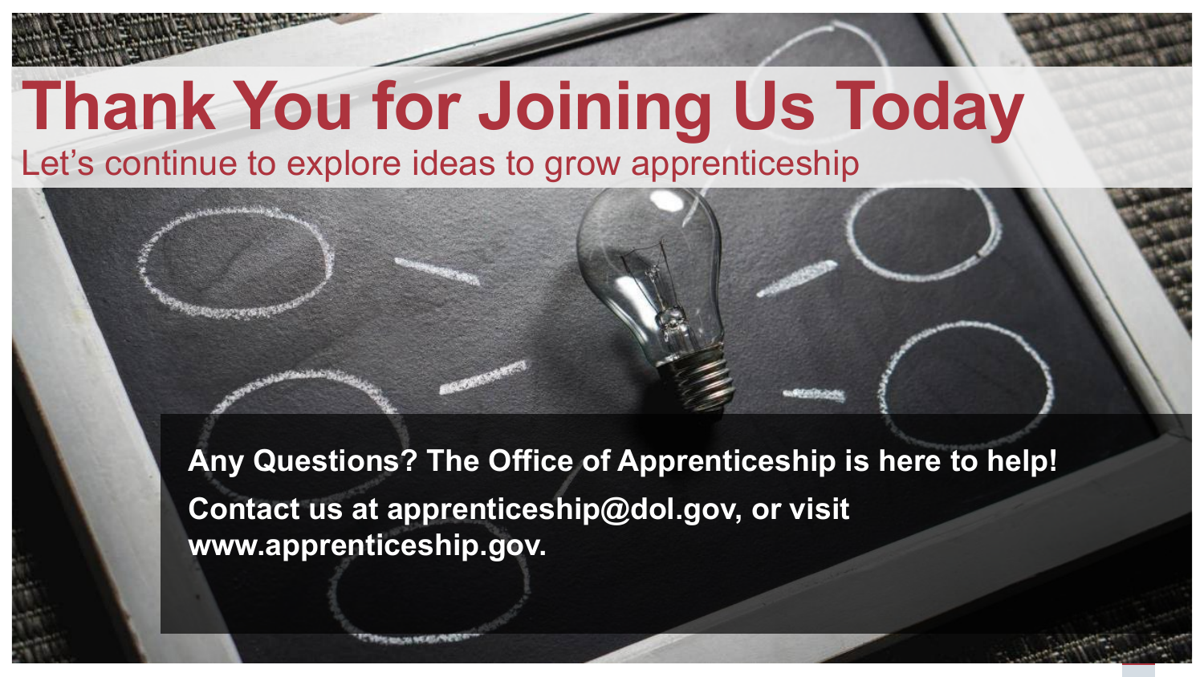# Thank You for Joining Us Today

Let's continue to explore ideas to grow apprenticeship

**Any Questions? The Office of Apprenticeship is here to help!**

**Contact us at apprenticeship@dol.gov, or visit www.apprenticeship.gov.**